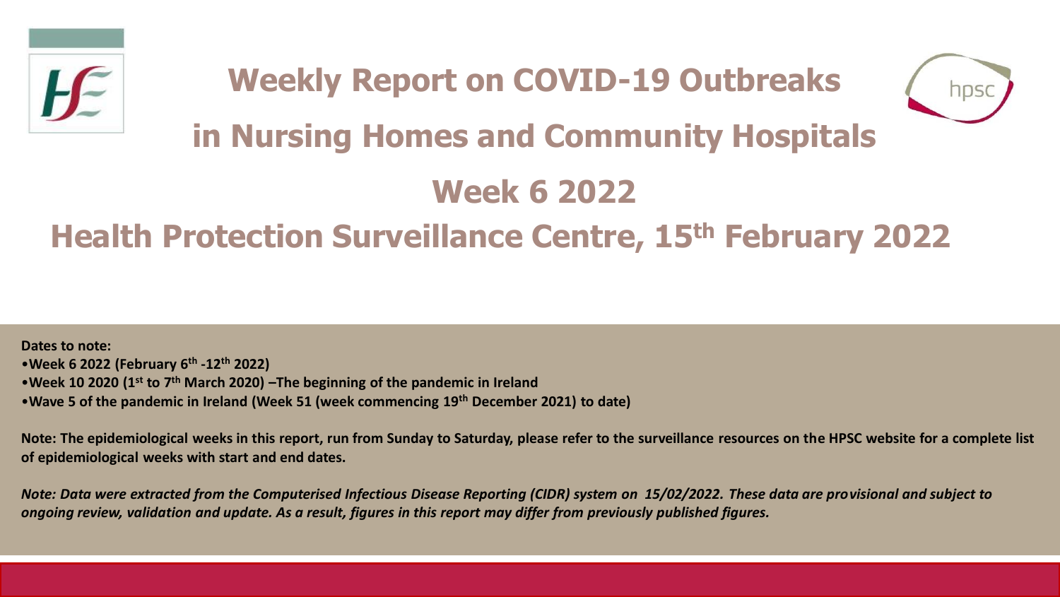# Weekly Report on COVID-19 Outbreaks in Nursing Homes and Community Hospitals

## Week 6 2022

## Health Protection Surveillance Centre, 15th February 2022

**Dates to note:**

- **Week 6 2022 (February 6th -12th 2022)**
- **Week 10 2020 (1st to 7th March 2020) –The beginning of the pandemic in Ireland**
- **Wave 5 of the pandemic in Ireland (Week 51 (week commencing 19th December 2021) to date)**

**Note: The epidemiological weeks in this report, run from Sunday to Saturday, please refer to the surveillance resources on the HPSC website for a complete list of epidemiological weeks with start and end dates.**

***Note: Data were extracted from the Computerised Infectious Disease Reporting (CIDR) system on 15/02/2022. These data are provisional and subject to ongoing review, validation and update. As a result, figures in this report may differ from previously published figures.***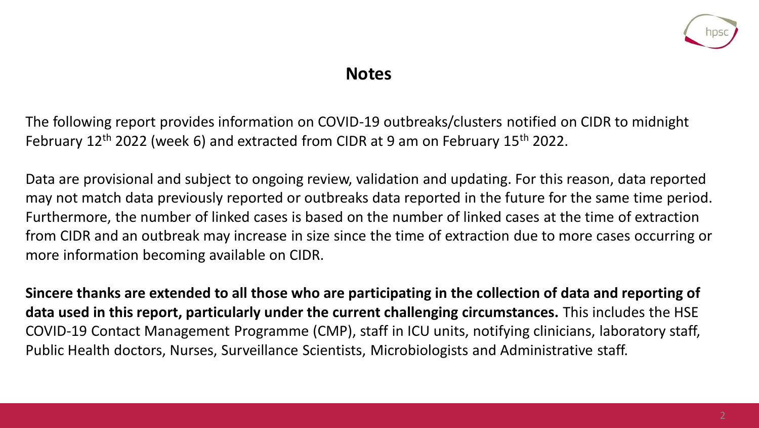## Notes

The following report provides information on COVID-19 outbreaks/clusters notified on CIDR to midnight February 12th 2022 (week 6) and extracted from CIDR at 9 am on February 15th 2022.

Data are provisional and subject to ongoing review, validation and updating. For this reason, data reported may not match data previously reported or outbreaks data reported in the future for the same time period. Furthermore, the number of linked cases is based on the number of linked cases at the time of extraction from CIDR and an outbreak may increase in size since the time of extraction due to more cases occurring or more information becoming available on CIDR.

**Sincere thanks are extended to all those who are participating in the collection of data and reporting of data used in this report, particularly under the current challenging circumstances.** This includes the HSE COVID-19 Contact Management Programme (CMP), staff in ICU units, notifying clinicians, laboratory staff, Public Health doctors, Nurses, Surveillance Scientists, Microbiologists and Administrative staff.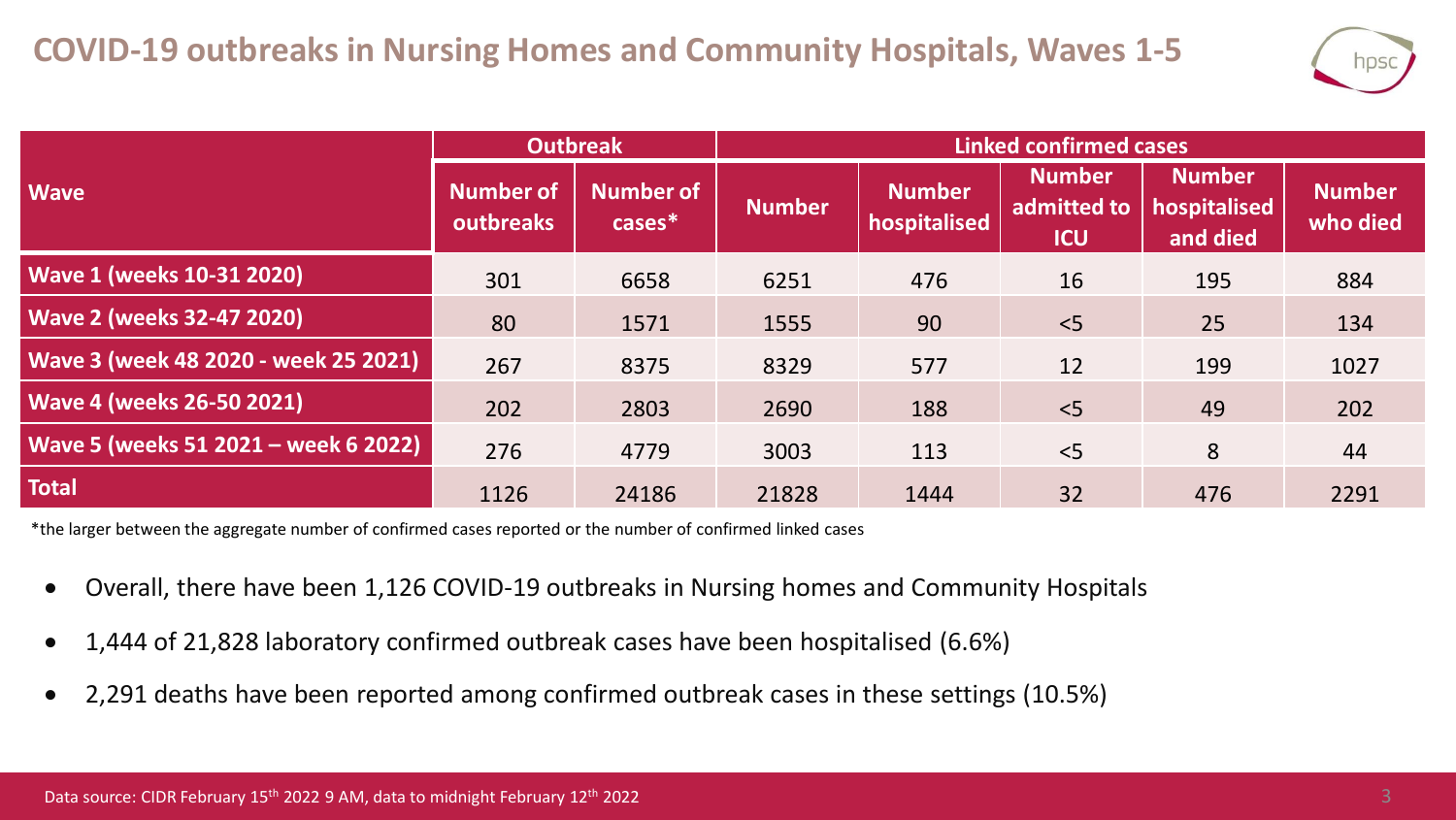# COVID-19 outbreaks in Nursing Homes and Community Hospitals, Waves 1-5

| Wave | Outbreak | | Linked confirmed cases | | | | |
|---|---|---|---|---|---|---|---|
| | Number of outbreaks | Number of cases* | Number | Number hospitalised | Number admitted to ICU | Number hospitalised and died | Number who died |
| Wave 1 (weeks 10-31 2020) | 301 | 6658 | 6251 | 476 | 16 | 195 | 884 |
| Wave 2 (weeks 32-47 2020) | 80 | 1571 | 1555 | 90 | <5 | 25 | 134 |
| Wave 3 (week 48 2020 - week 25 2021) | 267 | 8375 | 8329 | 577 | 12 | 199 | 1027 |
| Wave 4 (weeks 26-50 2021) | 202 | 2803 | 2690 | 188 | <5 | 49 | 202 |
| Wave 5 (weeks 51 2021 – week 6 2022) | 276 | 4779 | 3003 | 113 | <5 | 8 | 44 |
| Total | 1126 | 24186 | 21828 | 1444 | 32 | 476 | 2291 |

*the larger between the aggregate number of confirmed cases reported or the number of confirmed linked cases

- Overall, there have been 1,126 COVID-19 outbreaks in Nursing homes and Community Hospitals
- 1,444 of 21,828 laboratory confirmed outbreak cases have been hospitalised (6.6%)
- 2,291 deaths have been reported among confirmed outbreak cases in these settings (10.5%)

Data source: CIDR February 15th 2022 9 AM, data to midnight February 12th 2022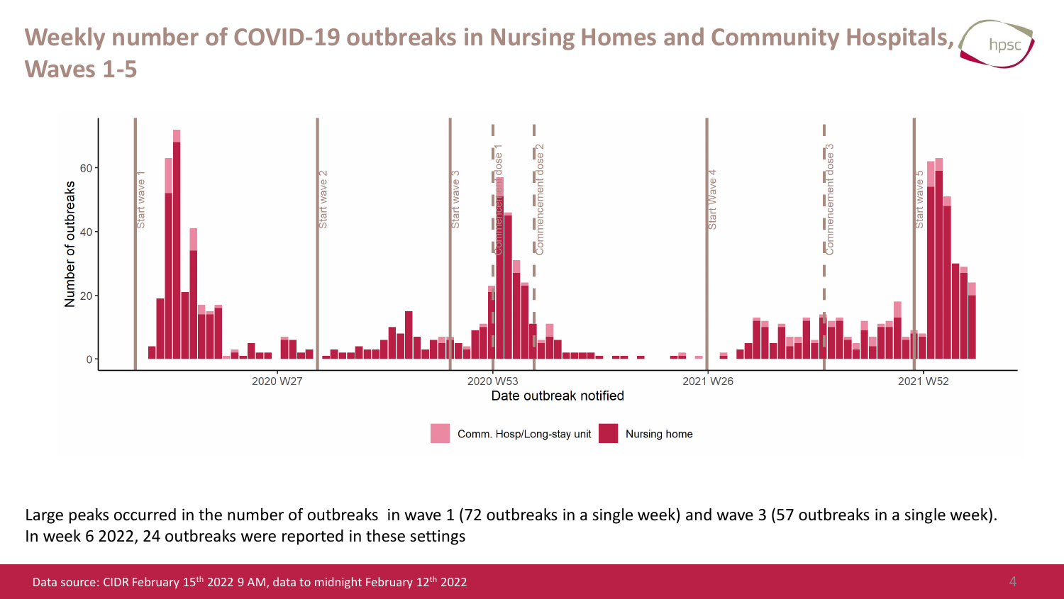# Weekly number of COVID-19 outbreaks in Nursing Homes and Community Hospitals, Waves 1-5

Large peaks occurred in the number of outbreaks in wave 1 (72 outbreaks in a single week) and wave 3 (57 outbreaks in a single week). In week 6 2022, 24 outbreaks were reported in these settings

Data source: CIDR February 15th 2022 9 AM, data to midnight February 12th 2022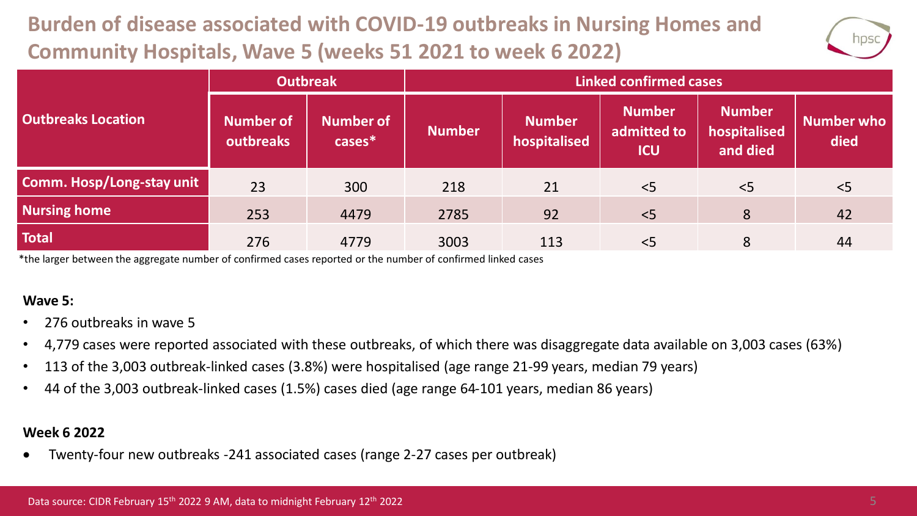# Burden of disease associated with COVID-19 outbreaks in Nursing Homes and Community Hospitals, Wave 5 (weeks 51 2021 to week 6 2022)

| Outbreaks Location | Outbreak | | Linked confirmed cases | | | | |
|---|---|---|---|---|---|---|---|
| | Number of outbreaks | Number of cases* | Number | Number hospitalised | Number admitted to ICU | Number hospitalised and died | Number who died |
| Comm. Hosp/Long-stay unit | 23 | 300 | 218 | 21 | <5 | <5 | <5 |
| Nursing home | 253 | 4479 | 2785 | 92 | <5 | 8 | 42 |
| Total | 276 | 4779 | 3003 | 113 | <5 | 8 | 44 |

*the larger between the aggregate number of confirmed cases reported or the number of confirmed linked cases

**Wave 5:**

- 276 outbreaks in wave 5
- 4,779 cases were reported associated with these outbreaks, of which there was disaggregate data available on 3,003 cases (63%)
- 113 of the 3,003 outbreak-linked cases (3.8%) were hospitalised (age range 21-99 years, median 79 years)
- 44 of the 3,003 outbreak-linked cases (1.5%) cases died (age range 64-101 years, median 86 years)

**Week 6 2022**

- Twenty-four new outbreaks -241 associated cases (range 2-27 cases per outbreak)

Data source: CIDR February 15th 2022 9 AM, data to midnight February 12th 2022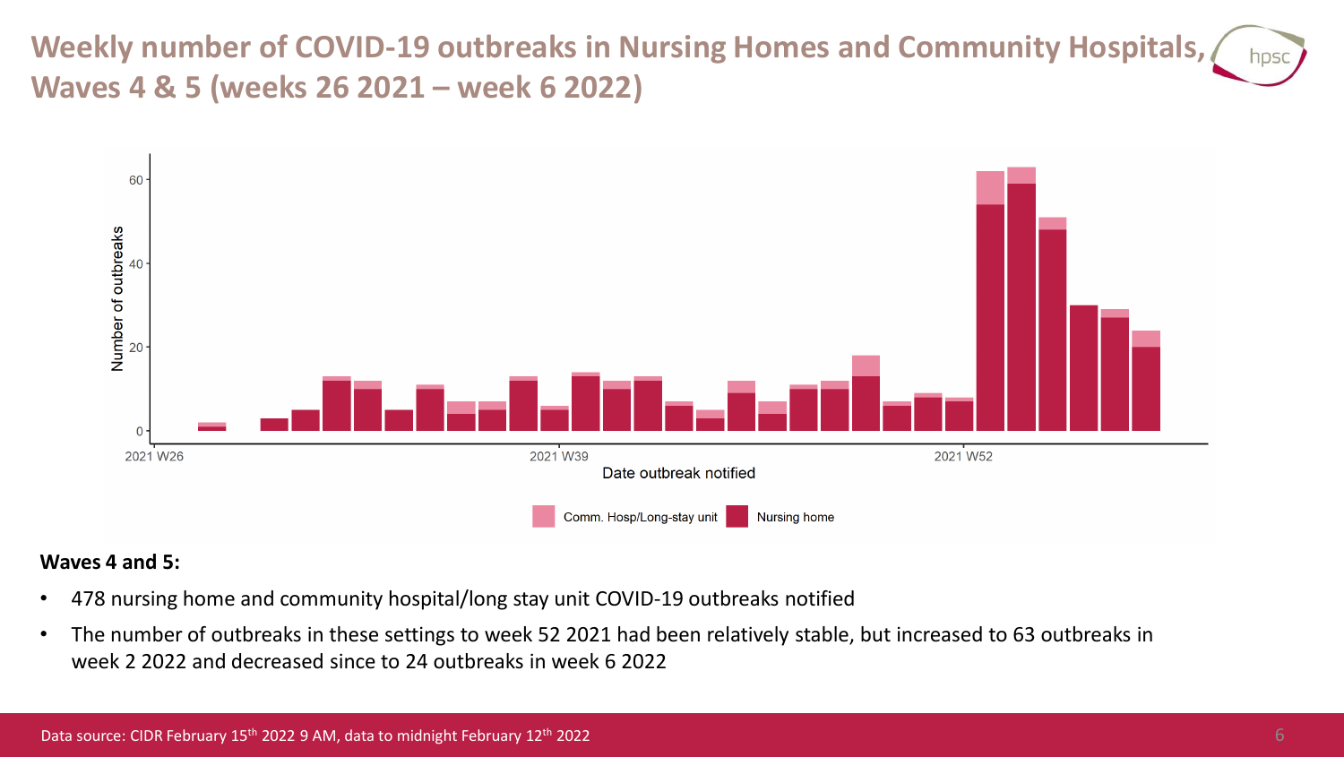# Weekly number of COVID-19 outbreaks in Nursing Homes and Community Hospitals, Waves 4 & 5 (weeks 26 2021 – week 6 2022)

**Waves 4 and 5:**

- 478 nursing home and community hospital/long stay unit COVID-19 outbreaks notified
- The number of outbreaks in these settings to week 52 2021 had been relatively stable, but increased to 63 outbreaks in week 2 2022 and decreased since to 24 outbreaks in week 6 2022

Data source: CIDR February 15th 2022 9 AM, data to midnight February 12th 2022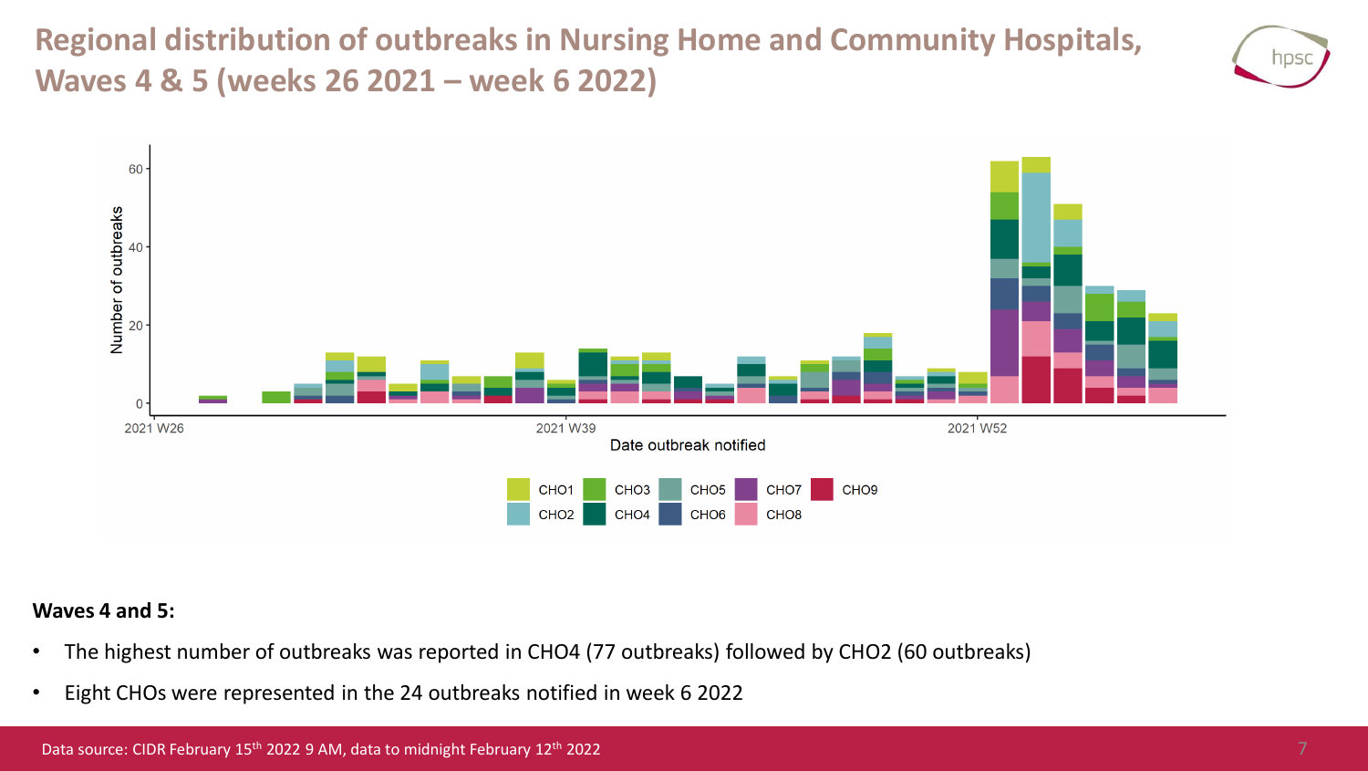# Regional distribution of outbreaks in Nursing Home and Community Hospitals, Waves 4 & 5 (weeks 26 2021 – week 6 2022)

**Waves 4 and 5:**

- The highest number of outbreaks was reported in CHO4 (77 outbreaks) followed by CHO2 (60 outbreaks)
- Eight CHOs were represented in the 24 outbreaks notified in week 6 2022

Data source: CIDR February 15th 2022 9 AM, data to midnight February 12th 2022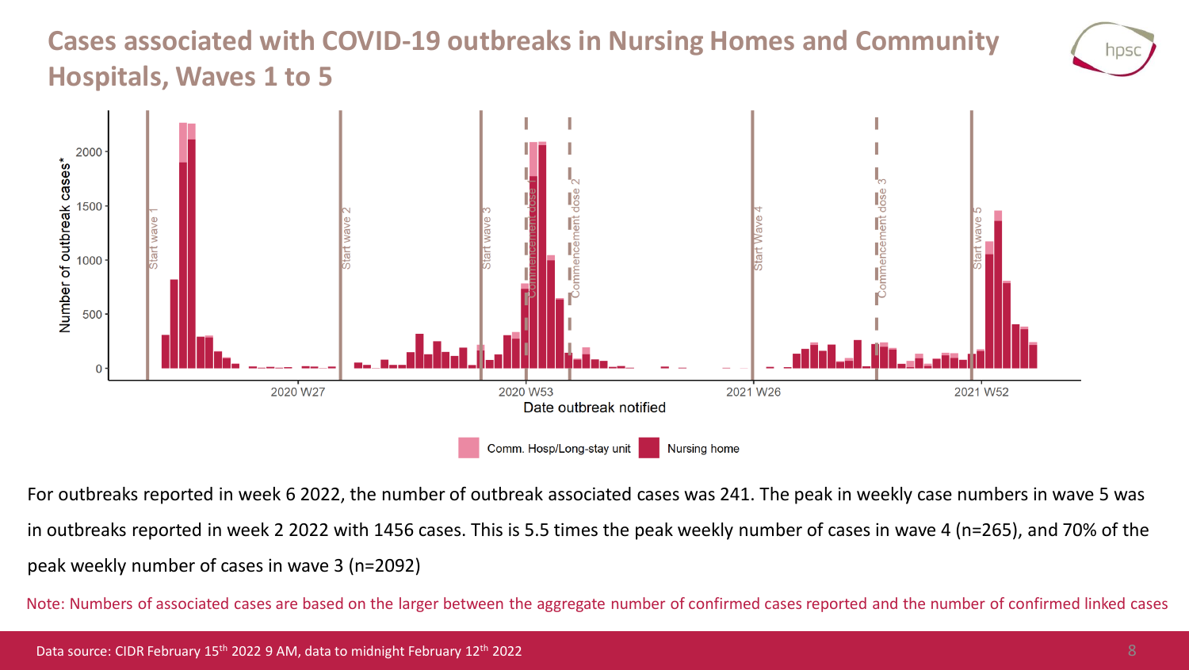# Cases associated with COVID-19 outbreaks in Nursing Homes and Community Hospitals, Waves 1 to 5

For outbreaks reported in week 6 2022, the number of outbreak associated cases was 241. The peak in weekly case numbers in wave 5 was in outbreaks reported in week 2 2022 with 1456 cases. This is 5.5 times the peak weekly number of cases in wave 4 (n=265), and 70% of the peak weekly number of cases in wave 3 (n=2092)

Note: Numbers of associated cases are based on the larger between the aggregate number of confirmed cases reported and the number of confirmed linked cases

Data source: CIDR February 15th 2022 9 AM, data to midnight February 12th 2022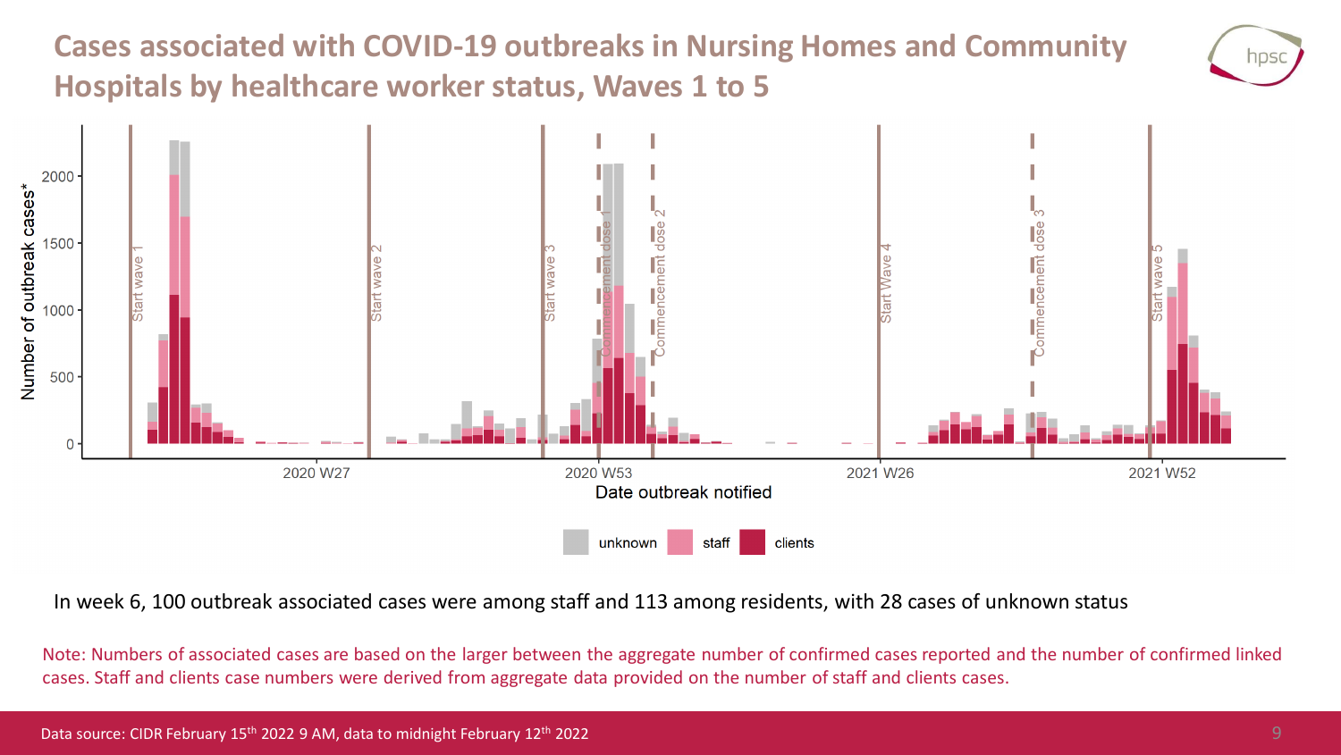# Cases associated with COVID-19 outbreaks in Nursing Homes and Community Hospitals by healthcare worker status, Waves 1 to 5

In week 6, 100 outbreak associated cases were among staff and 113 among residents, with 28 cases of unknown status

Note: Numbers of associated cases are based on the larger between the aggregate number of confirmed cases reported and the number of confirmed linked cases. Staff and clients case numbers were derived from aggregate data provided on the number of staff and clients cases.

Data source: CIDR February 15th 2022 9 AM, data to midnight February 12th 2022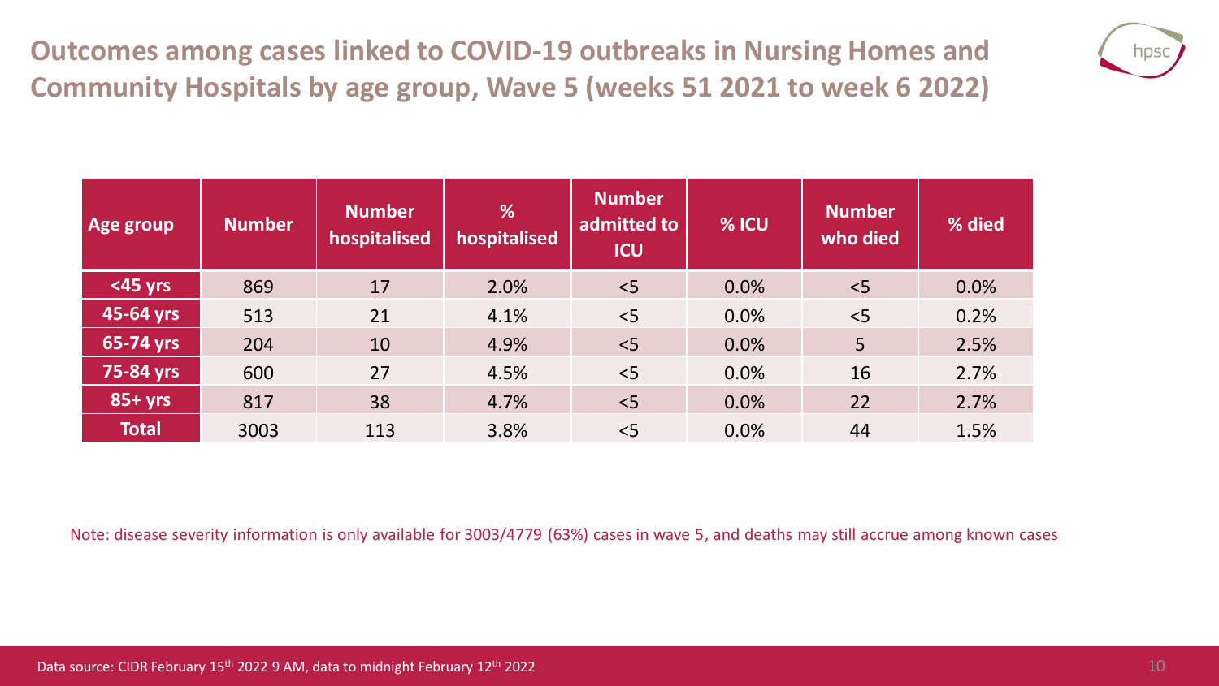## Outcomes among cases linked to COVID-19 outbreaks in Nursing Homes and Community Hospitals by age group, Wave 5 (weeks 51 2021 to week 6 2022)

| Age group | Number | Number hospitalised | % hospitalised | Number admitted to ICU | % ICU | Number who died | % died |
|---|---|---|---|---|---|---|---|
| <45 yrs | 869 | 17 | 2.0% | <5 | 0.0% | <5 | 0.0% |
| 45-64 yrs | 513 | 21 | 4.1% | <5 | 0.0% | <5 | 0.2% |
| 65-74 yrs | 204 | 10 | 4.9% | <5 | 0.0% | 5 | 2.5% |
| 75-84 yrs | 600 | 27 | 4.5% | <5 | 0.0% | 16 | 2.7% |
| 85+ yrs | 817 | 38 | 4.7% | <5 | 0.0% | 22 | 2.7% |
| Total | 3003 | 113 | 3.8% | <5 | 0.0% | 44 | 1.5% |

Note: disease severity information is only available for 3003/4779 (63%) cases in wave 5, and deaths may still accrue among known cases

Data source: CIDR February 15th 2022 9 AM, data to midnight February 12th 2022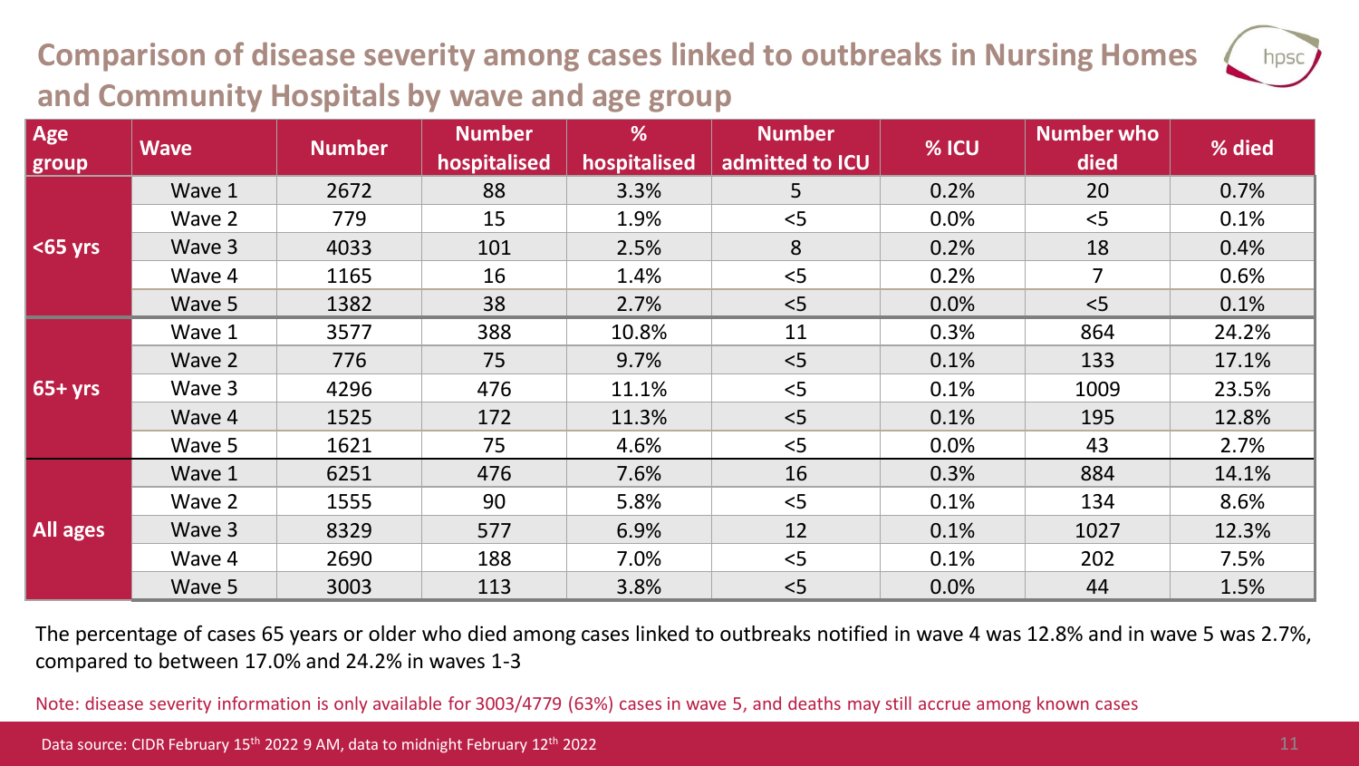## Comparison of disease severity among cases linked to outbreaks in Nursing Homes and Community Hospitals by wave and age group

| Age group | Wave | Number | Number hospitalised | % hospitalised | Number admitted to ICU | % ICU | Number who died | % died |
|---|---|---|---|---|---|---|---|---|
| <65 yrs | Wave 1 | 2672 | 88 | 3.3% | 5 | 0.2% | 20 | 0.7% |
| | Wave 2 | 779 | 15 | 1.9% | <5 | 0.0% | <5 | 0.1% |
| | Wave 3 | 4033 | 101 | 2.5% | 8 | 0.2% | 18 | 0.4% |
| | Wave 4 | 1165 | 16 | 1.4% | <5 | 0.2% | 7 | 0.6% |
| | Wave 5 | 1382 | 38 | 2.7% | <5 | 0.0% | <5 | 0.1% |
| 65+ yrs | Wave 1 | 3577 | 388 | 10.8% | 11 | 0.3% | 864 | 24.2% |
| | Wave 2 | 776 | 75 | 9.7% | <5 | 0.1% | 133 | 17.1% |
| | Wave 3 | 4296 | 476 | 11.1% | <5 | 0.1% | 1009 | 23.5% |
| | Wave 4 | 1525 | 172 | 11.3% | <5 | 0.1% | 195 | 12.8% |
| | Wave 5 | 1621 | 75 | 4.6% | <5 | 0.0% | 43 | 2.7% |
| All ages | Wave 1 | 6251 | 476 | 7.6% | 16 | 0.3% | 884 | 14.1% |
| | Wave 2 | 1555 | 90 | 5.8% | <5 | 0.1% | 134 | 8.6% |
| | Wave 3 | 8329 | 577 | 6.9% | 12 | 0.1% | 1027 | 12.3% |
| | Wave 4 | 2690 | 188 | 7.0% | <5 | 0.1% | 202 | 7.5% |
| | Wave 5 | 3003 | 113 | 3.8% | <5 | 0.0% | 44 | 1.5% |

The percentage of cases 65 years or older who died among cases linked to outbreaks notified in wave 4 was 12.8% and in wave 5 was 2.7%, compared to between 17.0% and 24.2% in waves 1-3

Note: disease severity information is only available for 3003/4779 (63%) cases in wave 5, and deaths may still accrue among known cases

Data source: CIDR February 15th 2022 9 AM, data to midnight February 12th 2022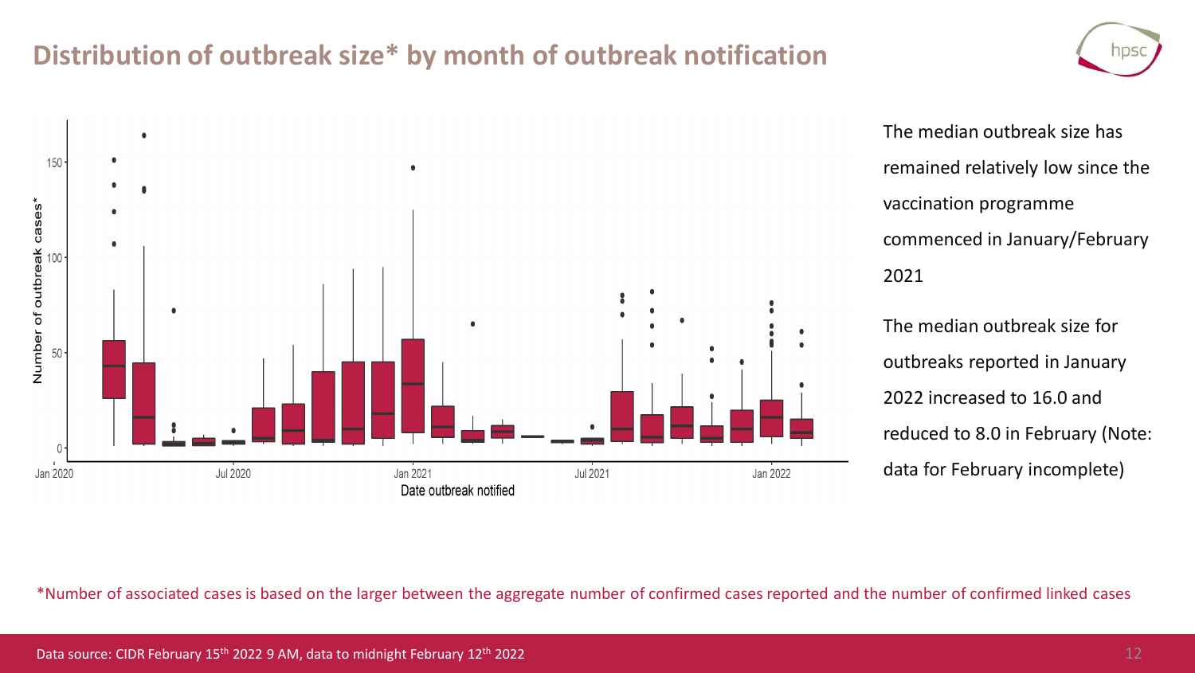# Distribution of outbreak size* by month of outbreak notification

Number of outbreak cases*

150

100

50

0

Jan 2020

Jul 2020

Jan 2021

Jul 2021

Jan 2022

Date outbreak notified

The median outbreak size has remained relatively low since the vaccination programme commenced in January/February 2021

The median outbreak size for outbreaks reported in January 2022 increased to 16.0 and reduced to 8.0 in February (Note: data for February incomplete)

*Number of associated cases is based on the larger between the aggregate number of confirmed cases reported and the number of confirmed linked cases

Data source: CIDR February 15th 2022 9 AM, data to midnight February 12th 2022